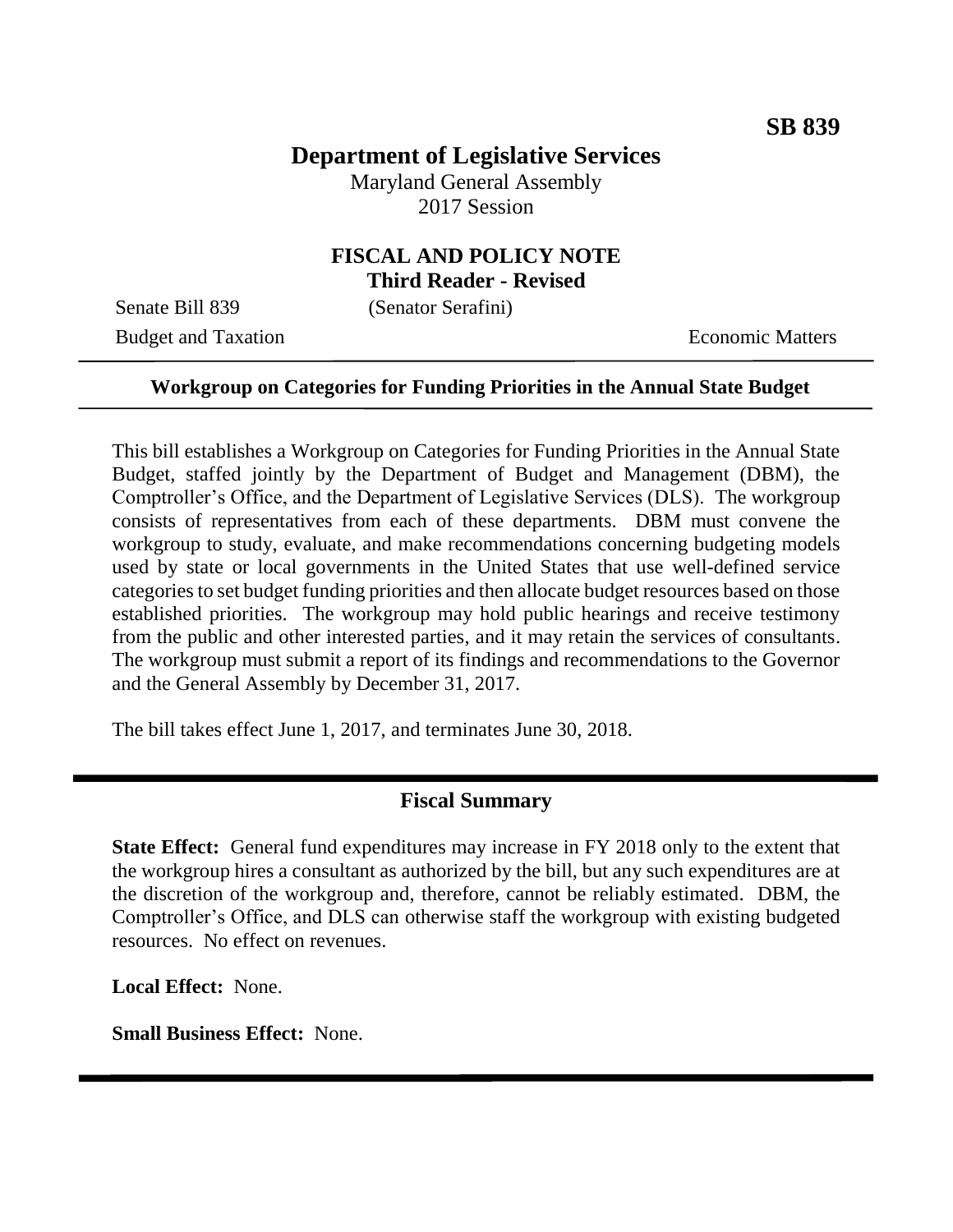**SB 839**

# Department of Legislative Services

Maryland General Assembly
2017 Session

## FISCAL AND POLICY NOTE
**Third Reader - Revised**

Senate Bill 839 (Senator Serafini)

Budget and Taxation Economic Matters

---

**Workgroup on Categories for Funding Priorities in the Annual State Budget**

---

This bill establishes a Workgroup on Categories for Funding Priorities in the Annual State Budget, staffed jointly by the Department of Budget and Management (DBM), the Comptroller's Office, and the Department of Legislative Services (DLS). The workgroup consists of representatives from each of these departments. DBM must convene the workgroup to study, evaluate, and make recommendations concerning budgeting models used by state or local governments in the United States that use well-defined service categories to set budget funding priorities and then allocate budget resources based on those established priorities. The workgroup may hold public hearings and receive testimony from the public and other interested parties, and it may retain the services of consultants. The workgroup must submit a report of its findings and recommendations to the Governor and the General Assembly by December 31, 2017.

The bill takes effect June 1, 2017, and terminates June 30, 2018.

---

## Fiscal Summary

**State Effect:** General fund expenditures may increase in FY 2018 only to the extent that the workgroup hires a consultant as authorized by the bill, but any such expenditures are at the discretion of the workgroup and, therefore, cannot be reliably estimated. DBM, the Comptroller's Office, and DLS can otherwise staff the workgroup with existing budgeted resources. No effect on revenues.

**Local Effect:** None.

**Small Business Effect:** None.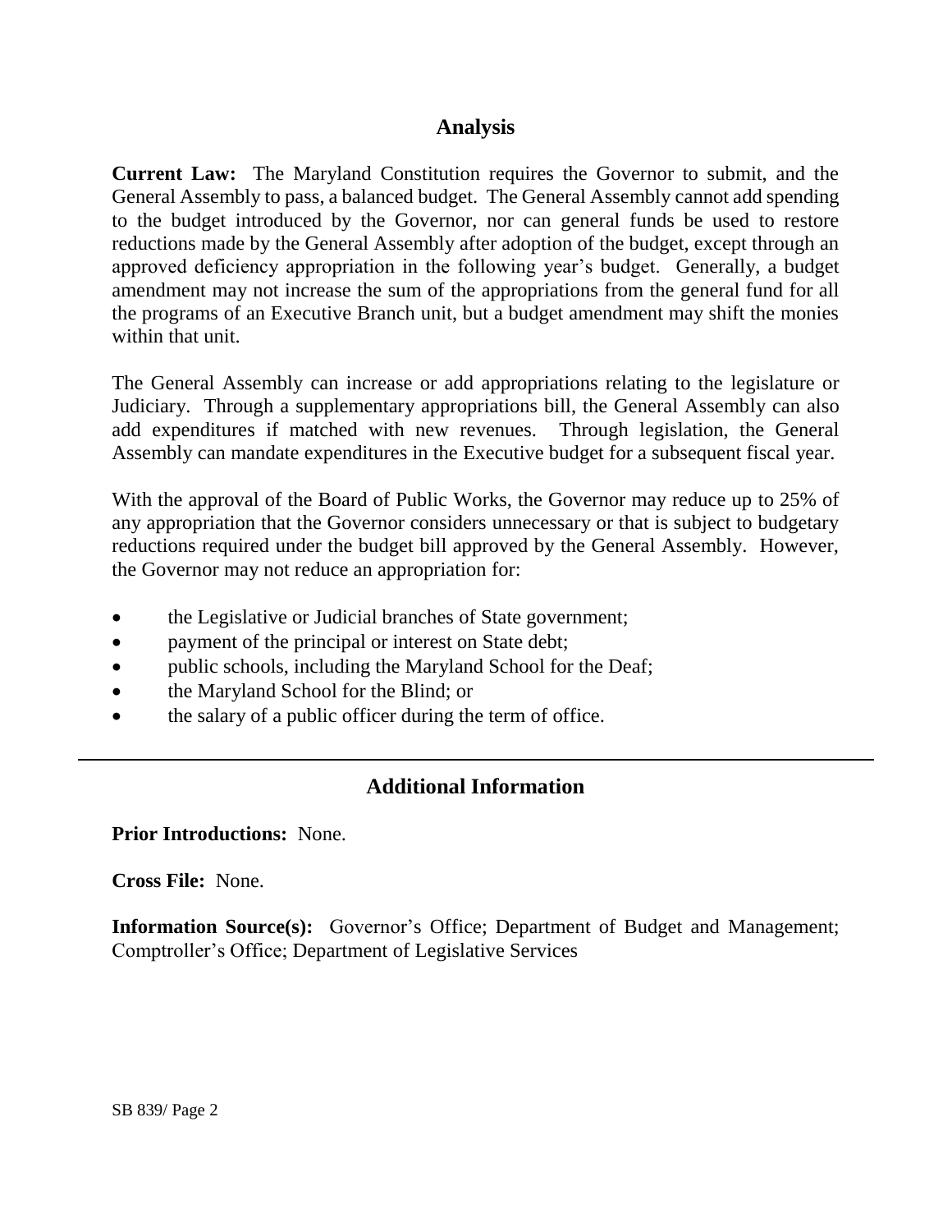## Analysis

**Current Law:** The Maryland Constitution requires the Governor to submit, and the General Assembly to pass, a balanced budget. The General Assembly cannot add spending to the budget introduced by the Governor, nor can general funds be used to restore reductions made by the General Assembly after adoption of the budget, except through an approved deficiency appropriation in the following year's budget. Generally, a budget amendment may not increase the sum of the appropriations from the general fund for all the programs of an Executive Branch unit, but a budget amendment may shift the monies within that unit.

The General Assembly can increase or add appropriations relating to the legislature or Judiciary. Through a supplementary appropriations bill, the General Assembly can also add expenditures if matched with new revenues. Through legislation, the General Assembly can mandate expenditures in the Executive budget for a subsequent fiscal year.

With the approval of the Board of Public Works, the Governor may reduce up to 25% of any appropriation that the Governor considers unnecessary or that is subject to budgetary reductions required under the budget bill approved by the General Assembly. However, the Governor may not reduce an appropriation for:

- the Legislative or Judicial branches of State government;
- payment of the principal or interest on State debt;
- public schools, including the Maryland School for the Deaf;
- the Maryland School for the Blind; or
- the salary of a public officer during the term of office.

---

## Additional Information

**Prior Introductions:** None.

**Cross File:** None.

**Information Source(s):** Governor's Office; Department of Budget and Management; Comptroller's Office; Department of Legislative Services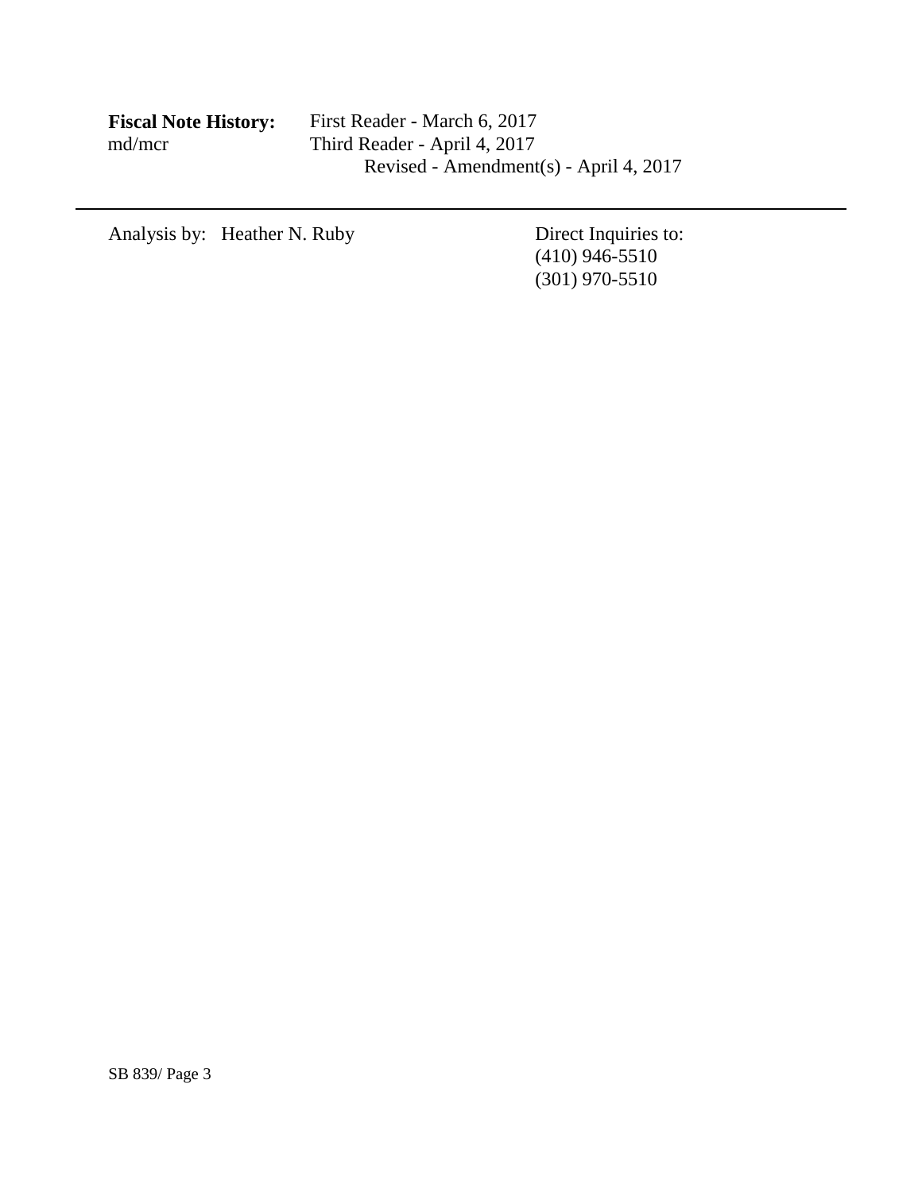**Fiscal Note History:** First Reader - March 6, 2017
md/mcr Third Reader - April 4, 2017
Revised - Amendment(s) - April 4, 2017

---

Analysis by: Heather N. Ruby

Direct Inquiries to:
(410) 946-5510
(301) 970-5510